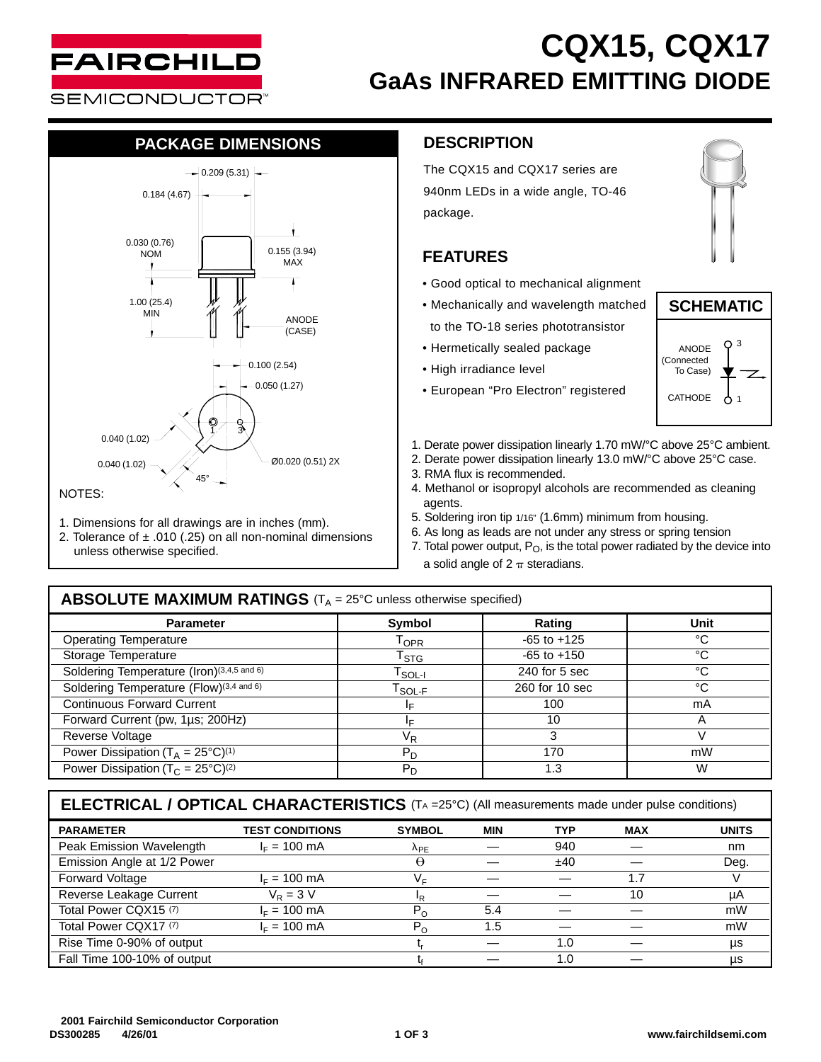# CQX15, CQX17
## GaAs INFRARED EMITTING DIODE

## PACKAGE DIMENSIONS

0.209 (5.31)
0.184 (4.67)
0.030 (0.76) NOM
0.155 (3.94) MAX
1.00 (25.4) MIN
ANODE (CASE)
0.100 (2.54)
0.050 (1.27)
0.040 (1.02)
0.040 (1.02)
Ø0.020 (0.51) 2X
45°

NOTES:

1. Dimensions for all drawings are in inches (mm).
2. Tolerance of ± .010 (.25) on all non-nominal dimensions unless otherwise specified.

## DESCRIPTION

The CQX15 and CQX17 series are 940nm LEDs in a wide angle, TO-46 package.

## FEATURES

- Good optical to mechanical alignment
- Mechanically and wavelength matched to the TO-18 series phototransistor
- Hermetically sealed package
- High irradiance level
- European "Pro Electron" registered

## SCHEMATIC

ANODE (Connected To Case) 3
CATHODE 1

1. Derate power dissipation linearly 1.70 mW/°C above 25°C ambient.
2. Derate power dissipation linearly 13.0 mW/°C above 25°C case.
3. RMA flux is recommended.
4. Methanol or isopropyl alcohols are recommended as cleaning agents.
5. Soldering iron tip 1/16" (1.6mm) minimum from housing.
6. As long as leads are not under any stress or spring tension
7. Total power output, $P_O$, is the total power radiated by the device into a solid angle of 2 $\pi$ steradians.

## ABSOLUTE MAXIMUM RATINGS ($T_A$ = 25°C unless otherwise specified)

| Parameter | Symbol | Rating | Unit |
|---|---|---|---|
| Operating Temperature | $T_{OPR}$ | -65 to +125 | °C |
| Storage Temperature | $T_{STG}$ | -65 to +150 | °C |
| Soldering Temperature (Iron)(3,4,5 and 6) | $T_{SOL-I}$ | 240 for 5 sec | °C |
| Soldering Temperature (Flow)(3,4 and 6) | $T_{SOL-F}$ | 260 for 10 sec | °C |
| Continuous Forward Current | $I_F$ | 100 | mA |
| Forward Current (pw, 1µs; 200Hz) | $I_F$ | 10 | A |
| Reverse Voltage | $V_R$ | 3 | V |
| Power Dissipation ($T_A$ = 25°C)(1) | $P_D$ | 170 | mW |
| Power Dissipation ($T_C$ = 25°C)(2) | $P_D$ | 1.3 | W |

## ELECTRICAL / OPTICAL CHARACTERISTICS ($T_A$ =25°C) (All measurements made under pulse conditions)

| PARAMETER | TEST CONDITIONS | SYMBOL | MIN | TYP | MAX | UNITS |
|---|---|---|---|---|---|---|
| Peak Emission Wavelength | $I_F$ = 100 mA | $\lambda_{PE}$ | — | 940 | — | nm |
| Emission Angle at 1/2 Power | | $\Theta$ | — | ±40 | — | Deg. |
| Forward Voltage | $I_F$ = 100 mA | $V_F$ | — | — | 1.7 | V |
| Reverse Leakage Current | $V_R$ = 3 V | $I_R$ | — | — | 10 | µA |
| Total Power CQX15 (7) | $I_F$ = 100 mA | $P_O$ | 5.4 | — | — | mW |
| Total Power CQX17 (7) | $I_F$ = 100 mA | $P_O$ | 1.5 | — | — | mW |
| Rise Time 0-90% of output | | $t_r$ | — | 1.0 | — | µs |
| Fall Time 100-10% of output | | $t_f$ | — | 1.0 | — | µs |

2001 Fairchild Semiconductor Corporation
DS300285 4/26/01
www.fairchildsemi.com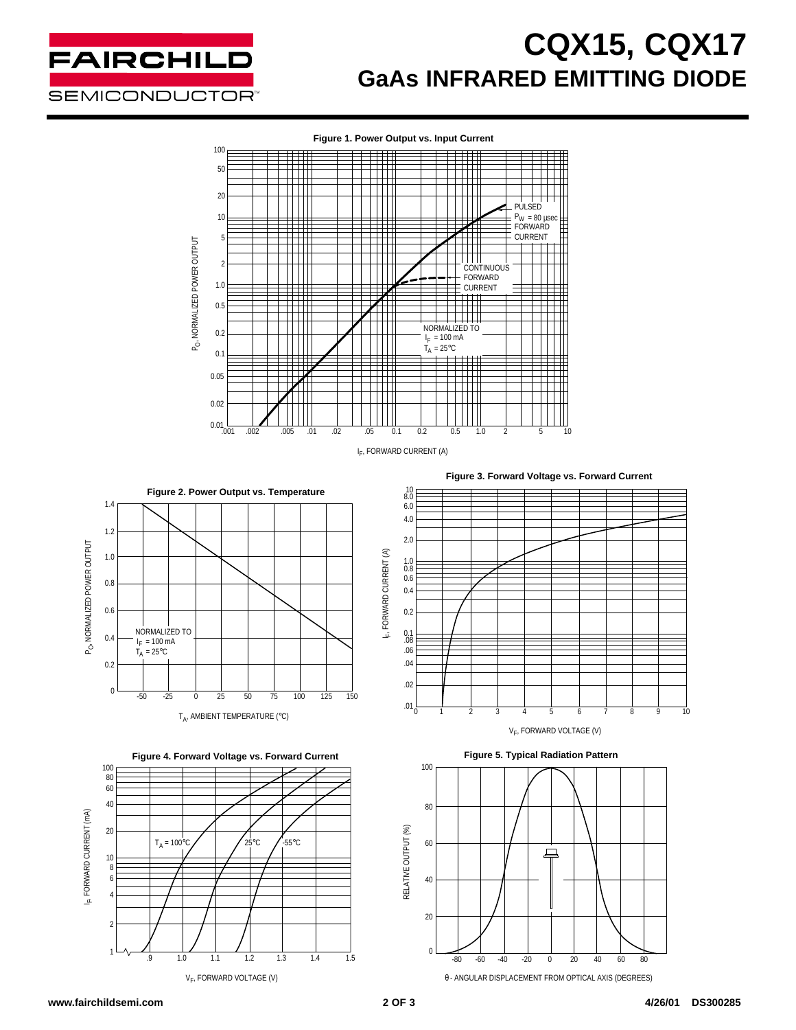# CQX15, CQX17

## GaAs INFRARED EMITTING DIODE

**Figure 1. Power Output vs. Input Current**

PULSED $P_W$ = 80 µsec FORWARD CURRENT

CONTINUOUS FORWARD CURRENT

NORMALIZED TO $I_F$ = 100 mA $T_A$ = 25°C

$P_O$, NORMALIZED POWER OUTPUT

$I_F$, FORWARD CURRENT (A)

**Figure 2. Power Output vs. Temperature**

NORMALIZED TO $I_F$ = 100 mA $T_A$ = 25°C

$P_O$, NORMALIZED POWER OUTPUT

$T_A$, AMBIENT TEMPERATURE (°C)

**Figure 3. Forward Voltage vs. Forward Current**

$I_F$, FORWARD CURRENT (A)

$V_F$, FORWARD VOLTAGE (V)

**Figure 4. Forward Voltage vs. Forward Current**

$T_A$ = 100°C  25°C  -55°C

$I_F$, FORWARD CURRENT (mA)

$V_F$, FORWARD VOLTAGE (V)

**Figure 5. Typical Radiation Pattern**

RELATIVE OUTPUT (%)

θ - ANGULAR DISPLACEMENT FROM OPTICAL AXIS (DEGREES)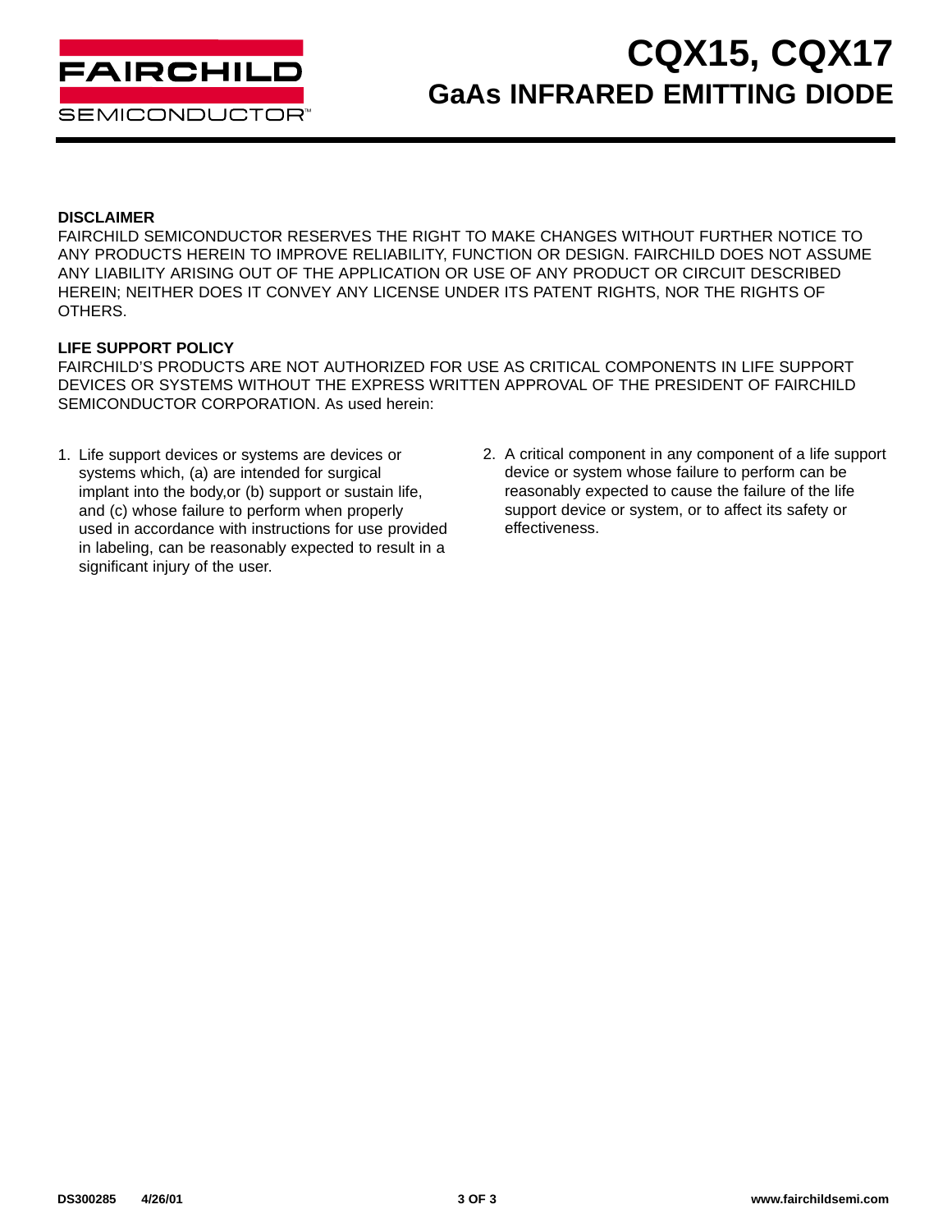# CQX15, CQX17

## GaAs INFRARED EMITTING DIODE

**DISCLAIMER**

FAIRCHILD SEMICONDUCTOR RESERVES THE RIGHT TO MAKE CHANGES WITHOUT FURTHER NOTICE TO ANY PRODUCTS HEREIN TO IMPROVE RELIABILITY, FUNCTION OR DESIGN. FAIRCHILD DOES NOT ASSUME ANY LIABILITY ARISING OUT OF THE APPLICATION OR USE OF ANY PRODUCT OR CIRCUIT DESCRIBED HEREIN; NEITHER DOES IT CONVEY ANY LICENSE UNDER ITS PATENT RIGHTS, NOR THE RIGHTS OF OTHERS.

**LIFE SUPPORT POLICY**

FAIRCHILD'S PRODUCTS ARE NOT AUTHORIZED FOR USE AS CRITICAL COMPONENTS IN LIFE SUPPORT DEVICES OR SYSTEMS WITHOUT THE EXPRESS WRITTEN APPROVAL OF THE PRESIDENT OF FAIRCHILD SEMICONDUCTOR CORPORATION. As used herein:

1. Life support devices or systems are devices or systems which, (a) are intended for surgical implant into the body,or (b) support or sustain life, and (c) whose failure to perform when properly used in accordance with instructions for use provided in labeling, can be reasonably expected to result in a significant injury of the user.
2. A critical component in any component of a life support device or system whose failure to perform can be reasonably expected to cause the failure of the life support device or system, or to affect its safety or effectiveness.

DS300285 4/26/01 www.fairchildsemi.com